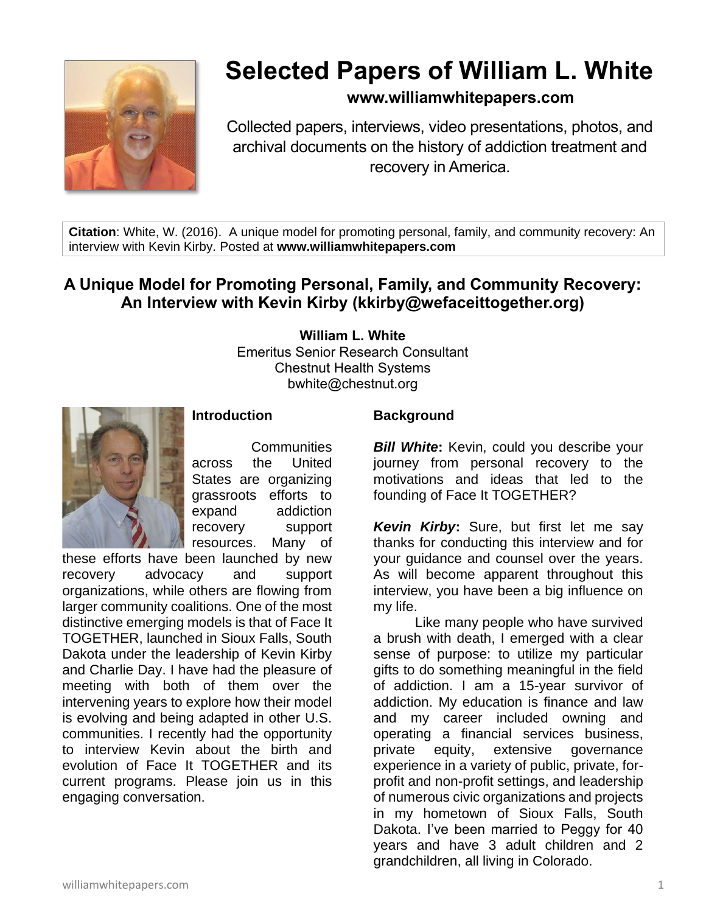# Selected Papers of William L. White

**www.williamwhitepapers.com**

Collected papers, interviews, video presentations, photos, and archival documents on the history of addiction treatment and recovery in America.

**Citation**: White, W. (2016). A unique model for promoting personal, family, and community recovery: An interview with Kevin Kirby. Posted at **www.williamwhitepapers.com**

## A Unique Model for Promoting Personal, Family, and Community Recovery: An Interview with Kevin Kirby (kkirby@wefaceittogether.org)

**William L. White**
Emeritus Senior Research Consultant
Chestnut Health Systems
bwhite@chestnut.org

### Introduction

Communities across the United States are organizing grassroots efforts to expand addiction recovery support resources. Many of these efforts have been launched by new recovery advocacy and support organizations, while others are flowing from larger community coalitions. One of the most distinctive emerging models is that of Face It TOGETHER, launched in Sioux Falls, South Dakota under the leadership of Kevin Kirby and Charlie Day. I have had the pleasure of meeting with both of them over the intervening years to explore how their model is evolving and being adapted in other U.S. communities. I recently had the opportunity to interview Kevin about the birth and evolution of Face It TOGETHER and its current programs. Please join us in this engaging conversation.

### Background

***Bill White*:** Kevin, could you describe your journey from personal recovery to the motivations and ideas that led to the founding of Face It TOGETHER?

***Kevin Kirby*:** Sure, but first let me say thanks for conducting this interview and for your guidance and counsel over the years. As will become apparent throughout this interview, you have been a big influence on my life.

Like many people who have survived a brush with death, I emerged with a clear sense of purpose: to utilize my particular gifts to do something meaningful in the field of addiction. I am a 15-year survivor of addiction. My education is finance and law and my career included owning and operating a financial services business, private equity, extensive governance experience in a variety of public, private, for-profit and non-profit settings, and leadership of numerous civic organizations and projects in my hometown of Sioux Falls, South Dakota. I've been married to Peggy for 40 years and have 3 adult children and 2 grandchildren, all living in Colorado.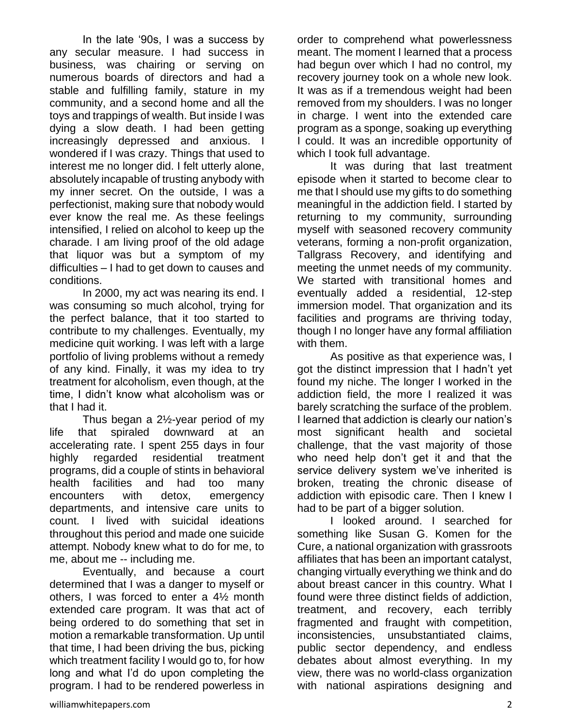In the late '90s, I was a success by any secular measure. I had success in business, was chairing or serving on numerous boards of directors and had a stable and fulfilling family, stature in my community, and a second home and all the toys and trappings of wealth. But inside I was dying a slow death. I had been getting increasingly depressed and anxious. I wondered if I was crazy. Things that used to interest me no longer did. I felt utterly alone, absolutely incapable of trusting anybody with my inner secret. On the outside, I was a perfectionist, making sure that nobody would ever know the real me. As these feelings intensified, I relied on alcohol to keep up the charade. I am living proof of the old adage that liquor was but a symptom of my difficulties – I had to get down to causes and conditions.

In 2000, my act was nearing its end. I was consuming so much alcohol, trying for the perfect balance, that it too started to contribute to my challenges. Eventually, my medicine quit working. I was left with a large portfolio of living problems without a remedy of any kind. Finally, it was my idea to try treatment for alcoholism, even though, at the time, I didn't know what alcoholism was or that I had it.

Thus began a 2½-year period of my life that spiraled downward at an accelerating rate. I spent 255 days in four highly regarded residential treatment programs, did a couple of stints in behavioral health facilities and had too many encounters with detox, emergency departments, and intensive care units to count. I lived with suicidal ideations throughout this period and made one suicide attempt. Nobody knew what to do for me, to me, about me -- including me.

Eventually, and because a court determined that I was a danger to myself or others, I was forced to enter a 4½ month extended care program. It was that act of being ordered to do something that set in motion a remarkable transformation. Up until that time, I had been driving the bus, picking which treatment facility I would go to, for how long and what I'd do upon completing the program. I had to be rendered powerless in order to comprehend what powerlessness meant. The moment I learned that a process had begun over which I had no control, my recovery journey took on a whole new look. It was as if a tremendous weight had been removed from my shoulders. I was no longer in charge. I went into the extended care program as a sponge, soaking up everything I could. It was an incredible opportunity of which I took full advantage.

It was during that last treatment episode when it started to become clear to me that I should use my gifts to do something meaningful in the addiction field. I started by returning to my community, surrounding myself with seasoned recovery community veterans, forming a non-profit organization, Tallgrass Recovery, and identifying and meeting the unmet needs of my community. We started with transitional homes and eventually added a residential, 12-step immersion model. That organization and its facilities and programs are thriving today, though I no longer have any formal affiliation with them.

As positive as that experience was, I got the distinct impression that I hadn't yet found my niche. The longer I worked in the addiction field, the more I realized it was barely scratching the surface of the problem. I learned that addiction is clearly our nation's most significant health and societal challenge, that the vast majority of those who need help don't get it and that the service delivery system we've inherited is broken, treating the chronic disease of addiction with episodic care. Then I knew I had to be part of a bigger solution.

I looked around. I searched for something like Susan G. Komen for the Cure, a national organization with grassroots affiliates that has been an important catalyst, changing virtually everything we think and do about breast cancer in this country. What I found were three distinct fields of addiction, treatment, and recovery, each terribly fragmented and fraught with competition, inconsistencies, unsubstantiated claims, public sector dependency, and endless debates about almost everything. In my view, there was no world-class organization with national aspirations designing and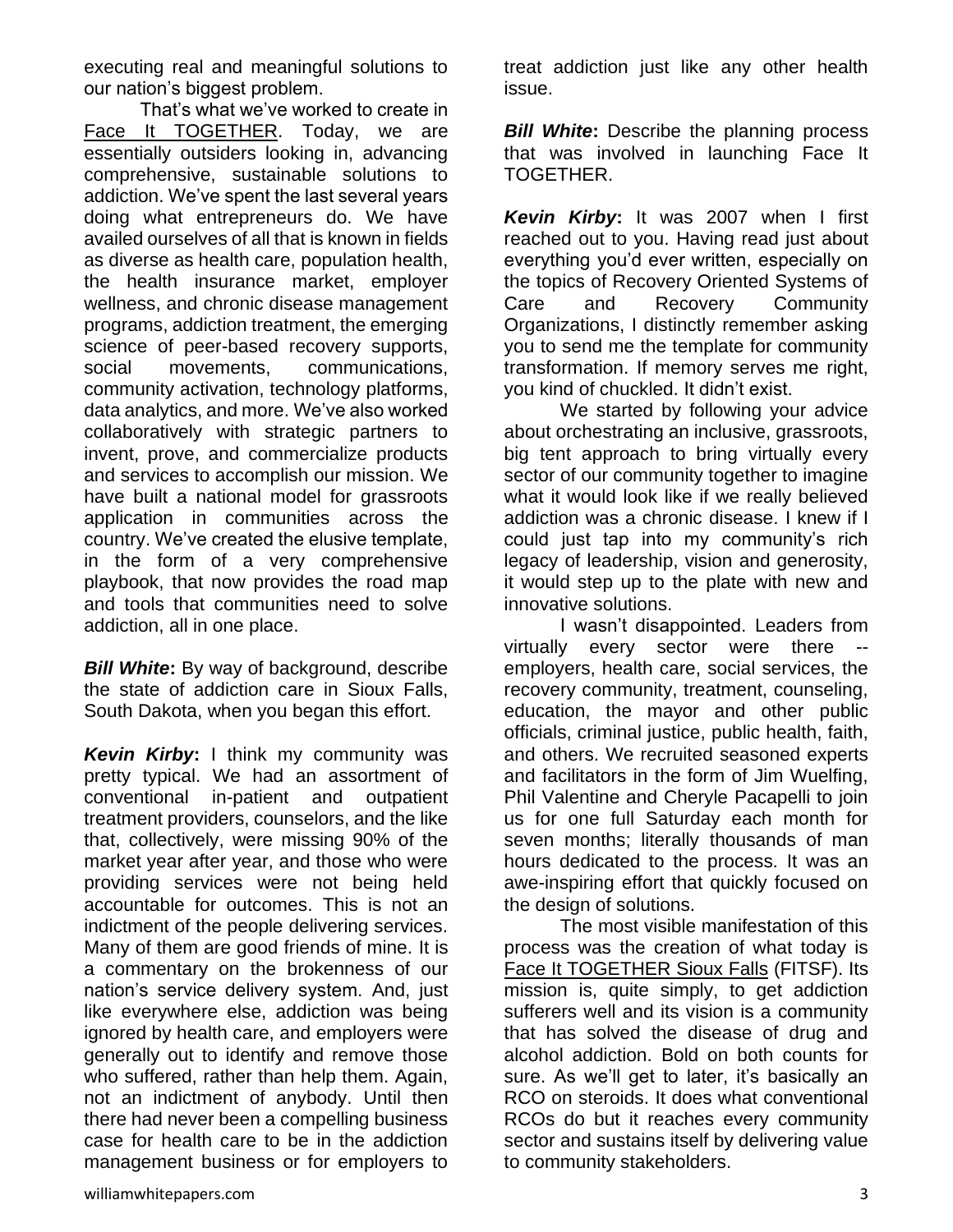executing real and meaningful solutions to our nation's biggest problem.

That's what we've worked to create in Face It TOGETHER. Today, we are essentially outsiders looking in, advancing comprehensive, sustainable solutions to addiction. We've spent the last several years doing what entrepreneurs do. We have availed ourselves of all that is known in fields as diverse as health care, population health, the health insurance market, employer wellness, and chronic disease management programs, addiction treatment, the emerging science of peer-based recovery supports, social movements, communications, community activation, technology platforms, data analytics, and more. We've also worked collaboratively with strategic partners to invent, prove, and commercialize products and services to accomplish our mission. We have built a national model for grassroots application in communities across the country. We've created the elusive template, in the form of a very comprehensive playbook, that now provides the road map and tools that communities need to solve addiction, all in one place.

***Bill White*:** By way of background, describe the state of addiction care in Sioux Falls, South Dakota, when you began this effort.

***Kevin Kirby*:** I think my community was pretty typical. We had an assortment of conventional in-patient and outpatient treatment providers, counselors, and the like that, collectively, were missing 90% of the market year after year, and those who were providing services were not being held accountable for outcomes. This is not an indictment of the people delivering services. Many of them are good friends of mine. It is a commentary on the brokenness of our nation's service delivery system. And, just like everywhere else, addiction was being ignored by health care, and employers were generally out to identify and remove those who suffered, rather than help them. Again, not an indictment of anybody. Until then there had never been a compelling business case for health care to be in the addiction management business or for employers to treat addiction just like any other health issue.

***Bill White*:** Describe the planning process that was involved in launching Face It TOGETHER.

***Kevin Kirby*:** It was 2007 when I first reached out to you. Having read just about everything you'd ever written, especially on the topics of Recovery Oriented Systems of Care and Recovery Community Organizations, I distinctly remember asking you to send me the template for community transformation. If memory serves me right, you kind of chuckled. It didn't exist.

We started by following your advice about orchestrating an inclusive, grassroots, big tent approach to bring virtually every sector of our community together to imagine what it would look like if we really believed addiction was a chronic disease. I knew if I could just tap into my community's rich legacy of leadership, vision and generosity, it would step up to the plate with new and innovative solutions.

I wasn't disappointed. Leaders from virtually every sector were there -- employers, health care, social services, the recovery community, treatment, counseling, education, the mayor and other public officials, criminal justice, public health, faith, and others. We recruited seasoned experts and facilitators in the form of Jim Wuelfing, Phil Valentine and Cheryle Pacapelli to join us for one full Saturday each month for seven months; literally thousands of man hours dedicated to the process. It was an awe-inspiring effort that quickly focused on the design of solutions.

The most visible manifestation of this process was the creation of what today is Face It TOGETHER Sioux Falls (FITSF). Its mission is, quite simply, to get addiction sufferers well and its vision is a community that has solved the disease of drug and alcohol addiction. Bold on both counts for sure. As we'll get to later, it's basically an RCO on steroids. It does what conventional RCOs do but it reaches every community sector and sustains itself by delivering value to community stakeholders.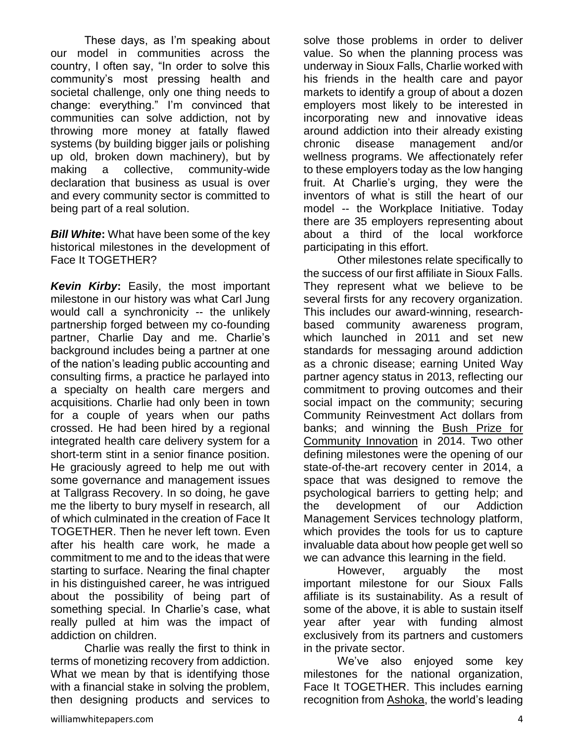These days, as I'm speaking about our model in communities across the country, I often say, "In order to solve this community's most pressing health and societal challenge, only one thing needs to change: everything." I'm convinced that communities can solve addiction, not by throwing more money at fatally flawed systems (by building bigger jails or polishing up old, broken down machinery), but by making a collective, community-wide declaration that business as usual is over and every community sector is committed to being part of a real solution.

***Bill White*:** What have been some of the key historical milestones in the development of Face It TOGETHER?

***Kevin Kirby*:** Easily, the most important milestone in our history was what Carl Jung would call a synchronicity -- the unlikely partnership forged between my co-founding partner, Charlie Day and me. Charlie's background includes being a partner at one of the nation's leading public accounting and consulting firms, a practice he parlayed into a specialty on health care mergers and acquisitions. Charlie had only been in town for a couple of years when our paths crossed. He had been hired by a regional integrated health care delivery system for a short-term stint in a senior finance position. He graciously agreed to help me out with some governance and management issues at Tallgrass Recovery. In so doing, he gave me the liberty to bury myself in research, all of which culminated in the creation of Face It TOGETHER. Then he never left town. Even after his health care work, he made a commitment to me and to the ideas that were starting to surface. Nearing the final chapter in his distinguished career, he was intrigued about the possibility of being part of something special. In Charlie's case, what really pulled at him was the impact of addiction on children.

Charlie was really the first to think in terms of monetizing recovery from addiction. What we mean by that is identifying those with a financial stake in solving the problem, then designing products and services to solve those problems in order to deliver value. So when the planning process was underway in Sioux Falls, Charlie worked with his friends in the health care and payor markets to identify a group of about a dozen employers most likely to be interested in incorporating new and innovative ideas around addiction into their already existing chronic disease management and/or wellness programs. We affectionately refer to these employers today as the low hanging fruit. At Charlie's urging, they were the inventors of what is still the heart of our model -- the Workplace Initiative. Today there are 35 employers representing about about a third of the local workforce participating in this effort.

Other milestones relate specifically to the success of our first affiliate in Sioux Falls. They represent what we believe to be several firsts for any recovery organization. This includes our award-winning, research-based community awareness program, which launched in 2011 and set new standards for messaging around addiction as a chronic disease; earning United Way partner agency status in 2013, reflecting our commitment to proving outcomes and their social impact on the community; securing Community Reinvestment Act dollars from banks; and winning the Bush Prize for Community Innovation in 2014. Two other defining milestones were the opening of our state-of-the-art recovery center in 2014, a space that was designed to remove the psychological barriers to getting help; and the development of our Addiction Management Services technology platform, which provides the tools for us to capture invaluable data about how people get well so we can advance this learning in the field.

However, arguably the most important milestone for our Sioux Falls affiliate is its sustainability. As a result of some of the above, it is able to sustain itself year after year with funding almost exclusively from its partners and customers in the private sector.

We've also enjoyed some key milestones for the national organization, Face It TOGETHER. This includes earning recognition from Ashoka, the world's leading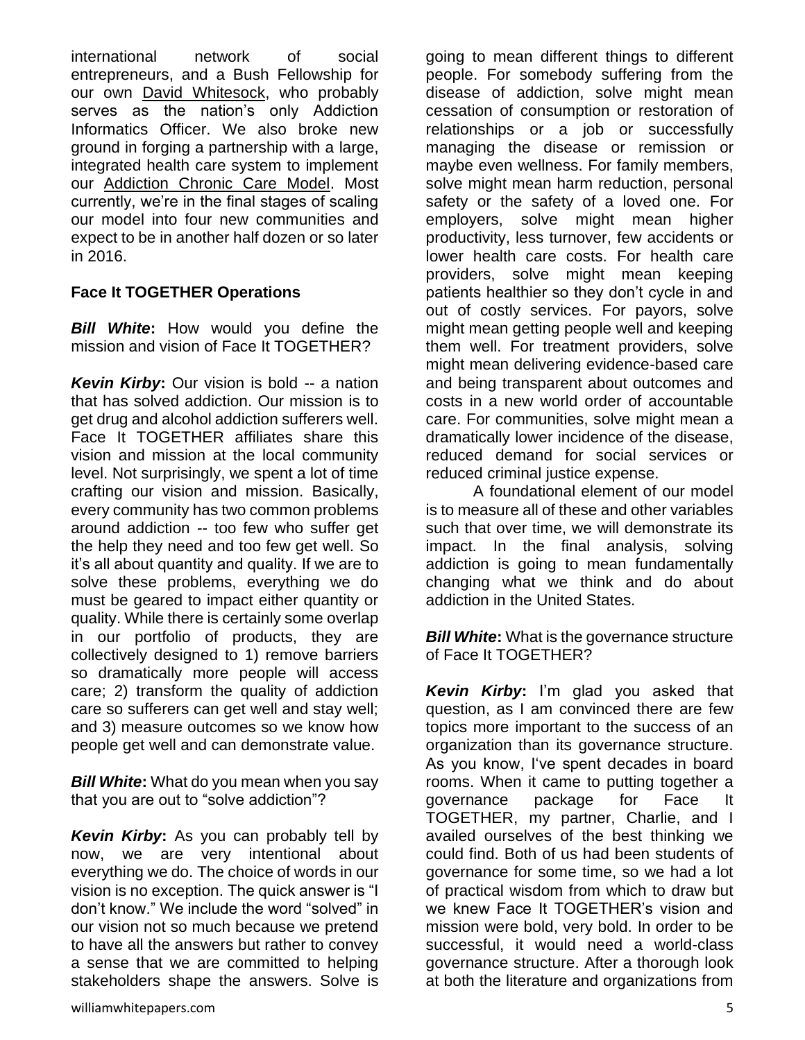international network of social entrepreneurs, and a Bush Fellowship for our own David Whitesock, who probably serves as the nation's only Addiction Informatics Officer. We also broke new ground in forging a partnership with a large, integrated health care system to implement our Addiction Chronic Care Model. Most currently, we're in the final stages of scaling our model into four new communities and expect to be in another half dozen or so later in 2016.

## Face It TOGETHER Operations

***Bill White*:** How would you define the mission and vision of Face It TOGETHER?

***Kevin Kirby*:** Our vision is bold -- a nation that has solved addiction. Our mission is to get drug and alcohol addiction sufferers well. Face It TOGETHER affiliates share this vision and mission at the local community level. Not surprisingly, we spent a lot of time crafting our vision and mission. Basically, every community has two common problems around addiction -- too few who suffer get the help they need and too few get well. So it's all about quantity and quality. If we are to solve these problems, everything we do must be geared to impact either quantity or quality. While there is certainly some overlap in our portfolio of products, they are collectively designed to 1) remove barriers so dramatically more people will access care; 2) transform the quality of addiction care so sufferers can get well and stay well; and 3) measure outcomes so we know how people get well and can demonstrate value.

***Bill White*:** What do you mean when you say that you are out to "solve addiction"?

***Kevin Kirby*:** As you can probably tell by now, we are very intentional about everything we do. The choice of words in our vision is no exception. The quick answer is "I don't know." We include the word "solved" in our vision not so much because we pretend to have all the answers but rather to convey a sense that we are committed to helping stakeholders shape the answers. Solve is going to mean different things to different people. For somebody suffering from the disease of addiction, solve might mean cessation of consumption or restoration of relationships or a job or successfully managing the disease or remission or maybe even wellness. For family members, solve might mean harm reduction, personal safety or the safety of a loved one. For employers, solve might mean higher productivity, less turnover, few accidents or lower health care costs. For health care providers, solve might mean keeping patients healthier so they don't cycle in and out of costly services. For payors, solve might mean getting people well and keeping them well. For treatment providers, solve might mean delivering evidence-based care and being transparent about outcomes and costs in a new world order of accountable care. For communities, solve might mean a dramatically lower incidence of the disease, reduced demand for social services or reduced criminal justice expense.

A foundational element of our model is to measure all of these and other variables such that over time, we will demonstrate its impact. In the final analysis, solving addiction is going to mean fundamentally changing what we think and do about addiction in the United States.

***Bill White*:** What is the governance structure of Face It TOGETHER?

***Kevin Kirby*:** I'm glad you asked that question, as I am convinced there are few topics more important to the success of an organization than its governance structure. As you know, I've spent decades in board rooms. When it came to putting together a governance package for Face It TOGETHER, my partner, Charlie, and I availed ourselves of the best thinking we could find. Both of us had been students of governance for some time, so we had a lot of practical wisdom from which to draw but we knew Face It TOGETHER's vision and mission were bold, very bold. In order to be successful, it would need a world-class governance structure. After a thorough look at both the literature and organizations from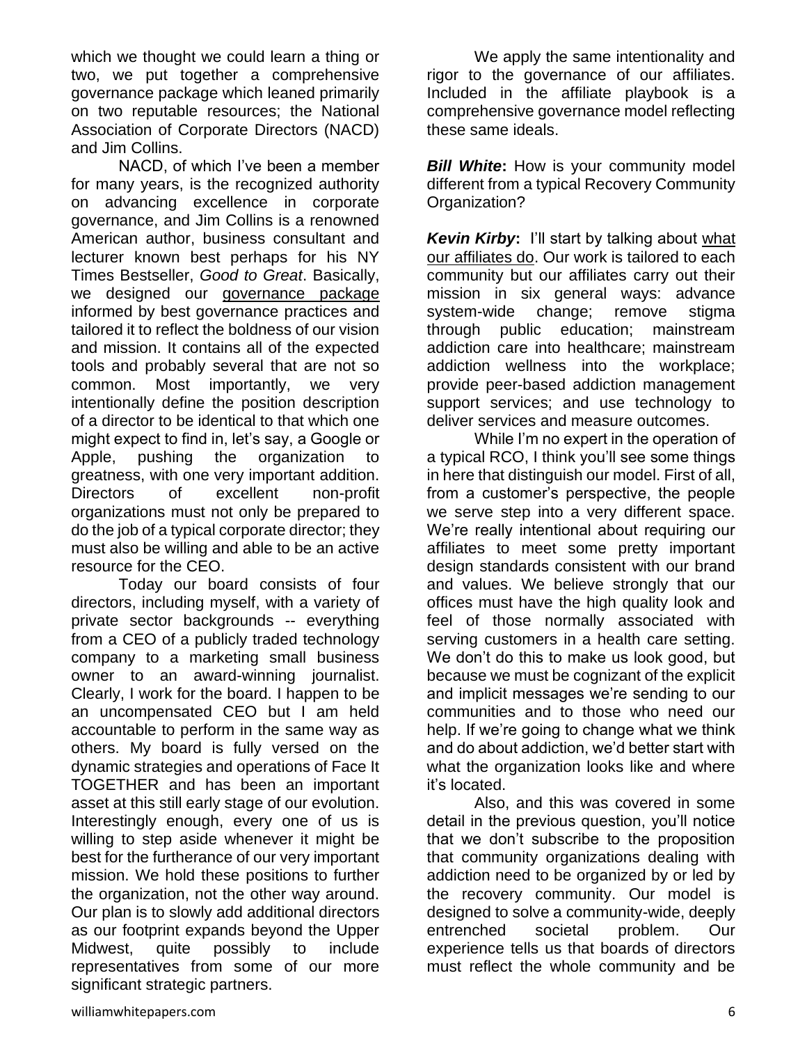which we thought we could learn a thing or two, we put together a comprehensive governance package which leaned primarily on two reputable resources; the National Association of Corporate Directors (NACD) and Jim Collins.

NACD, of which I've been a member for many years, is the recognized authority on advancing excellence in corporate governance, and Jim Collins is a renowned American author, business consultant and lecturer known best perhaps for his NY Times Bestseller, *Good to Great*. Basically, we designed our governance package informed by best governance practices and tailored it to reflect the boldness of our vision and mission. It contains all of the expected tools and probably several that are not so common. Most importantly, we very intentionally define the position description of a director to be identical to that which one might expect to find in, let's say, a Google or Apple, pushing the organization to greatness, with one very important addition. Directors of excellent non-profit organizations must not only be prepared to do the job of a typical corporate director; they must also be willing and able to be an active resource for the CEO.

Today our board consists of four directors, including myself, with a variety of private sector backgrounds -- everything from a CEO of a publicly traded technology company to a marketing small business owner to an award-winning journalist. Clearly, I work for the board. I happen to be an uncompensated CEO but I am held accountable to perform in the same way as others. My board is fully versed on the dynamic strategies and operations of Face It TOGETHER and has been an important asset at this still early stage of our evolution. Interestingly enough, every one of us is willing to step aside whenever it might be best for the furtherance of our very important mission. We hold these positions to further the organization, not the other way around. Our plan is to slowly add additional directors as our footprint expands beyond the Upper Midwest, quite possibly to include representatives from some of our more significant strategic partners.

We apply the same intentionality and rigor to the governance of our affiliates. Included in the affiliate playbook is a comprehensive governance model reflecting these same ideals.

***Bill White*:** How is your community model different from a typical Recovery Community Organization?

***Kevin Kirby*:** I'll start by talking about what our affiliates do. Our work is tailored to each community but our affiliates carry out their mission in six general ways: advance system-wide change; remove stigma through public education; mainstream addiction care into healthcare; mainstream addiction wellness into the workplace; provide peer-based addiction management support services; and use technology to deliver services and measure outcomes.

While I'm no expert in the operation of a typical RCO, I think you'll see some things in here that distinguish our model. First of all, from a customer's perspective, the people we serve step into a very different space. We're really intentional about requiring our affiliates to meet some pretty important design standards consistent with our brand and values. We believe strongly that our offices must have the high quality look and feel of those normally associated with serving customers in a health care setting. We don't do this to make us look good, but because we must be cognizant of the explicit and implicit messages we're sending to our communities and to those who need our help. If we're going to change what we think and do about addiction, we'd better start with what the organization looks like and where it's located.

Also, and this was covered in some detail in the previous question, you'll notice that we don't subscribe to the proposition that community organizations dealing with addiction need to be organized by or led by the recovery community. Our model is designed to solve a community-wide, deeply entrenched societal problem. Our experience tells us that boards of directors must reflect the whole community and be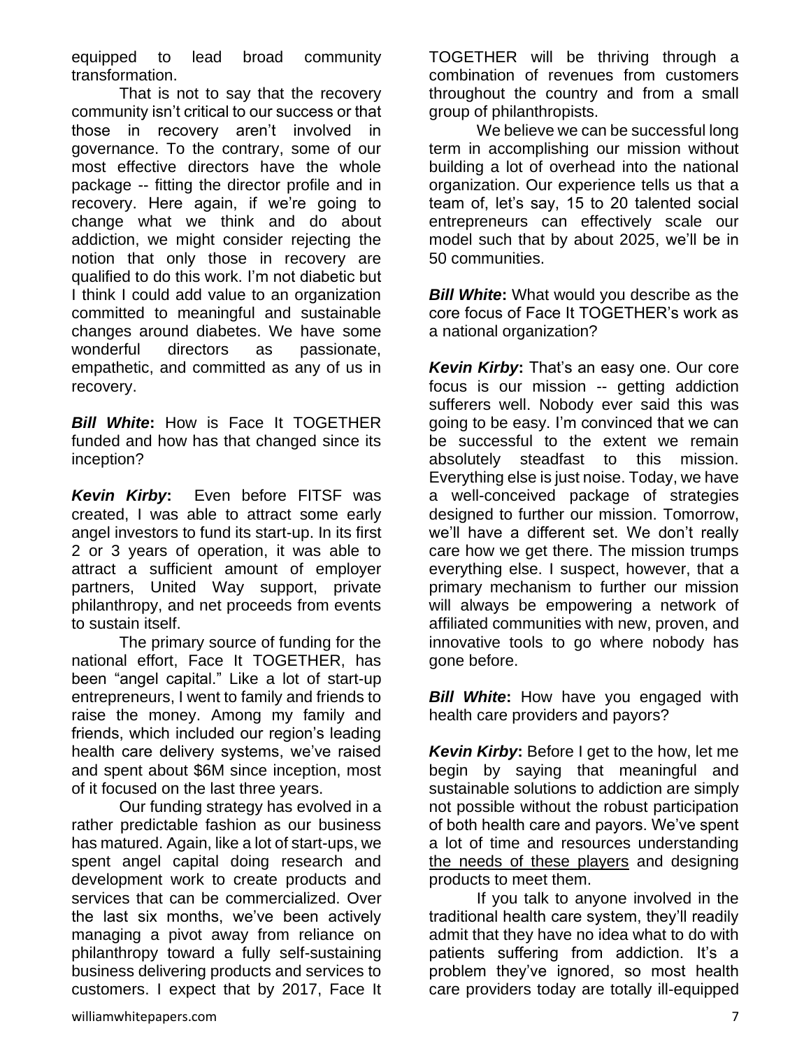equipped to lead broad community transformation.

That is not to say that the recovery community isn't critical to our success or that those in recovery aren't involved in governance. To the contrary, some of our most effective directors have the whole package -- fitting the director profile and in recovery. Here again, if we're going to change what we think and do about addiction, we might consider rejecting the notion that only those in recovery are qualified to do this work. I'm not diabetic but I think I could add value to an organization committed to meaningful and sustainable changes around diabetes. We have some wonderful directors as passionate, empathetic, and committed as any of us in recovery.

***Bill White*:** How is Face It TOGETHER funded and how has that changed since its inception?

***Kevin Kirby*:** Even before FITSF was created, I was able to attract some early angel investors to fund its start-up. In its first 2 or 3 years of operation, it was able to attract a sufficient amount of employer partners, United Way support, private philanthropy, and net proceeds from events to sustain itself.

The primary source of funding for the national effort, Face It TOGETHER, has been "angel capital." Like a lot of start-up entrepreneurs, I went to family and friends to raise the money. Among my family and friends, which included our region's leading health care delivery systems, we've raised and spent about $6M since inception, most of it focused on the last three years.

Our funding strategy has evolved in a rather predictable fashion as our business has matured. Again, like a lot of start-ups, we spent angel capital doing research and development work to create products and services that can be commercialized. Over the last six months, we've been actively managing a pivot away from reliance on philanthropy toward a fully self-sustaining business delivering products and services to customers. I expect that by 2017, Face It TOGETHER will be thriving through a combination of revenues from customers throughout the country and from a small group of philanthropists.

We believe we can be successful long term in accomplishing our mission without building a lot of overhead into the national organization. Our experience tells us that a team of, let's say, 15 to 20 talented social entrepreneurs can effectively scale our model such that by about 2025, we'll be in 50 communities.

***Bill White*:** What would you describe as the core focus of Face It TOGETHER's work as a national organization?

***Kevin Kirby*:** That's an easy one. Our core focus is our mission -- getting addiction sufferers well. Nobody ever said this was going to be easy. I'm convinced that we can be successful to the extent we remain absolutely steadfast to this mission. Everything else is just noise. Today, we have a well-conceived package of strategies designed to further our mission. Tomorrow, we'll have a different set. We don't really care how we get there. The mission trumps everything else. I suspect, however, that a primary mechanism to further our mission will always be empowering a network of affiliated communities with new, proven, and innovative tools to go where nobody has gone before.

***Bill White*:** How have you engaged with health care providers and payors?

***Kevin Kirby*:** Before I get to the how, let me begin by saying that meaningful and sustainable solutions to addiction are simply not possible without the robust participation of both health care and payors. We've spent a lot of time and resources understanding the needs of these players and designing products to meet them.

If you talk to anyone involved in the traditional health care system, they'll readily admit that they have no idea what to do with patients suffering from addiction. It's a problem they've ignored, so most health care providers today are totally ill-equipped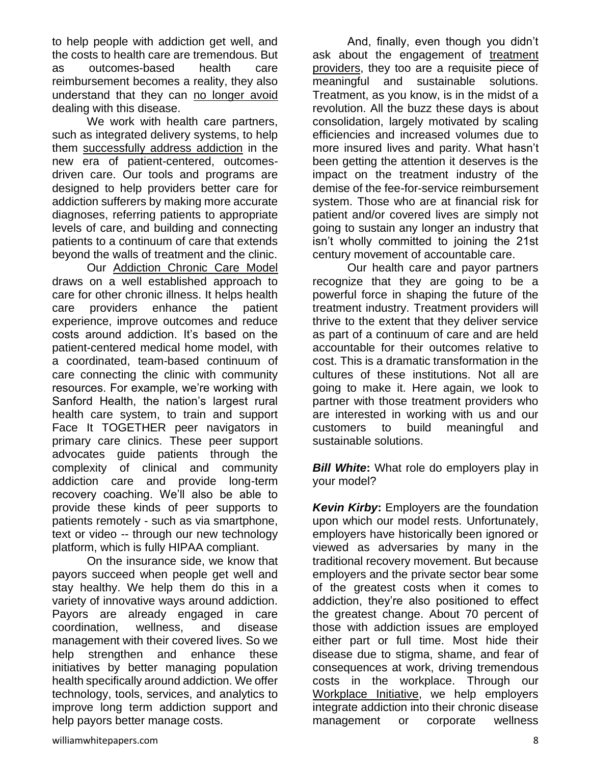to help people with addiction get well, and the costs to health care are tremendous. But as outcomes-based health care reimbursement becomes a reality, they also understand that they can no longer avoid dealing with this disease.

We work with health care partners, such as integrated delivery systems, to help them successfully address addiction in the new era of patient-centered, outcomes-driven care. Our tools and programs are designed to help providers better care for addiction sufferers by making more accurate diagnoses, referring patients to appropriate levels of care, and building and connecting patients to a continuum of care that extends beyond the walls of treatment and the clinic.

Our Addiction Chronic Care Model draws on a well established approach to care for other chronic illness. It helps health care providers enhance the patient experience, improve outcomes and reduce costs around addiction. It's based on the patient-centered medical home model, with a coordinated, team-based continuum of care connecting the clinic with community resources. For example, we're working with Sanford Health, the nation's largest rural health care system, to train and support Face It TOGETHER peer navigators in primary care clinics. These peer support advocates guide patients through the complexity of clinical and community addiction care and provide long-term recovery coaching. We'll also be able to provide these kinds of peer supports to patients remotely - such as via smartphone, text or video -- through our new technology platform, which is fully HIPAA compliant.

On the insurance side, we know that payors succeed when people get well and stay healthy. We help them do this in a variety of innovative ways around addiction. Payors are already engaged in care coordination, wellness, and disease management with their covered lives. So we help strengthen and enhance these initiatives by better managing population health specifically around addiction. We offer technology, tools, services, and analytics to improve long term addiction support and help payors better manage costs.

And, finally, even though you didn't ask about the engagement of treatment providers, they too are a requisite piece of meaningful and sustainable solutions. Treatment, as you know, is in the midst of a revolution. All the buzz these days is about consolidation, largely motivated by scaling efficiencies and increased volumes due to more insured lives and parity. What hasn't been getting the attention it deserves is the impact on the treatment industry of the demise of the fee-for-service reimbursement system. Those who are at financial risk for patient and/or covered lives are simply not going to sustain any longer an industry that isn't wholly committed to joining the 21st century movement of accountable care.

Our health care and payor partners recognize that they are going to be a powerful force in shaping the future of the treatment industry. Treatment providers will thrive to the extent that they deliver service as part of a continuum of care and are held accountable for their outcomes relative to cost. This is a dramatic transformation in the cultures of these institutions. Not all are going to make it. Here again, we look to partner with those treatment providers who are interested in working with us and our customers to build meaningful and sustainable solutions.

***Bill White*:** What role do employers play in your model?

***Kevin Kirby*:** Employers are the foundation upon which our model rests. Unfortunately, employers have historically been ignored or viewed as adversaries by many in the traditional recovery movement. But because employers and the private sector bear some of the greatest costs when it comes to addiction, they're also positioned to effect the greatest change. About 70 percent of those with addiction issues are employed either part or full time. Most hide their disease due to stigma, shame, and fear of consequences at work, driving tremendous costs in the workplace. Through our Workplace Initiative, we help employers integrate addiction into their chronic disease management or corporate wellness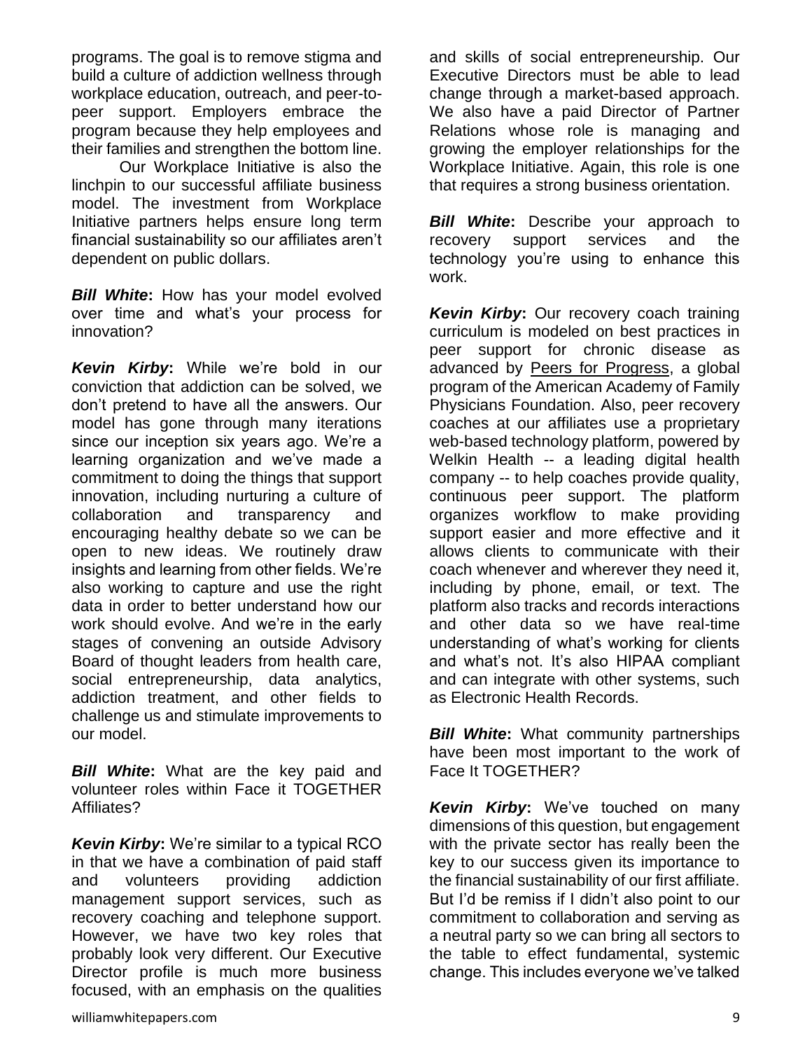programs. The goal is to remove stigma and build a culture of addiction wellness through workplace education, outreach, and peer-to-peer support. Employers embrace the program because they help employees and their families and strengthen the bottom line.

Our Workplace Initiative is also the linchpin to our successful affiliate business model. The investment from Workplace Initiative partners helps ensure long term financial sustainability so our affiliates aren't dependent on public dollars.

***Bill White*:** How has your model evolved over time and what's your process for innovation?

***Kevin Kirby*:** While we're bold in our conviction that addiction can be solved, we don't pretend to have all the answers. Our model has gone through many iterations since our inception six years ago. We're a learning organization and we've made a commitment to doing the things that support innovation, including nurturing a culture of collaboration and transparency and encouraging healthy debate so we can be open to new ideas. We routinely draw insights and learning from other fields. We're also working to capture and use the right data in order to better understand how our work should evolve. And we're in the early stages of convening an outside Advisory Board of thought leaders from health care, social entrepreneurship, data analytics, addiction treatment, and other fields to challenge us and stimulate improvements to our model.

***Bill White*:** What are the key paid and volunteer roles within Face it TOGETHER Affiliates?

***Kevin Kirby*:** We're similar to a typical RCO in that we have a combination of paid staff and volunteers providing addiction management support services, such as recovery coaching and telephone support. However, we have two key roles that probably look very different. Our Executive Director profile is much more business focused, with an emphasis on the qualities and skills of social entrepreneurship. Our Executive Directors must be able to lead change through a market-based approach. We also have a paid Director of Partner Relations whose role is managing and growing the employer relationships for the Workplace Initiative. Again, this role is one that requires a strong business orientation.

***Bill White*:** Describe your approach to recovery support services and the technology you're using to enhance this work.

***Kevin Kirby*:** Our recovery coach training curriculum is modeled on best practices in peer support for chronic disease as advanced by Peers for Progress, a global program of the American Academy of Family Physicians Foundation. Also, peer recovery coaches at our affiliates use a proprietary web-based technology platform, powered by Welkin Health -- a leading digital health company -- to help coaches provide quality, continuous peer support. The platform organizes workflow to make providing support easier and more effective and it allows clients to communicate with their coach whenever and wherever they need it, including by phone, email, or text. The platform also tracks and records interactions and other data so we have real-time understanding of what's working for clients and what's not. It's also HIPAA compliant and can integrate with other systems, such as Electronic Health Records.

***Bill White*:** What community partnerships have been most important to the work of Face It TOGETHER?

***Kevin Kirby*:** We've touched on many dimensions of this question, but engagement with the private sector has really been the key to our success given its importance to the financial sustainability of our first affiliate. But I'd be remiss if I didn't also point to our commitment to collaboration and serving as a neutral party so we can bring all sectors to the table to effect fundamental, systemic change. This includes everyone we've talked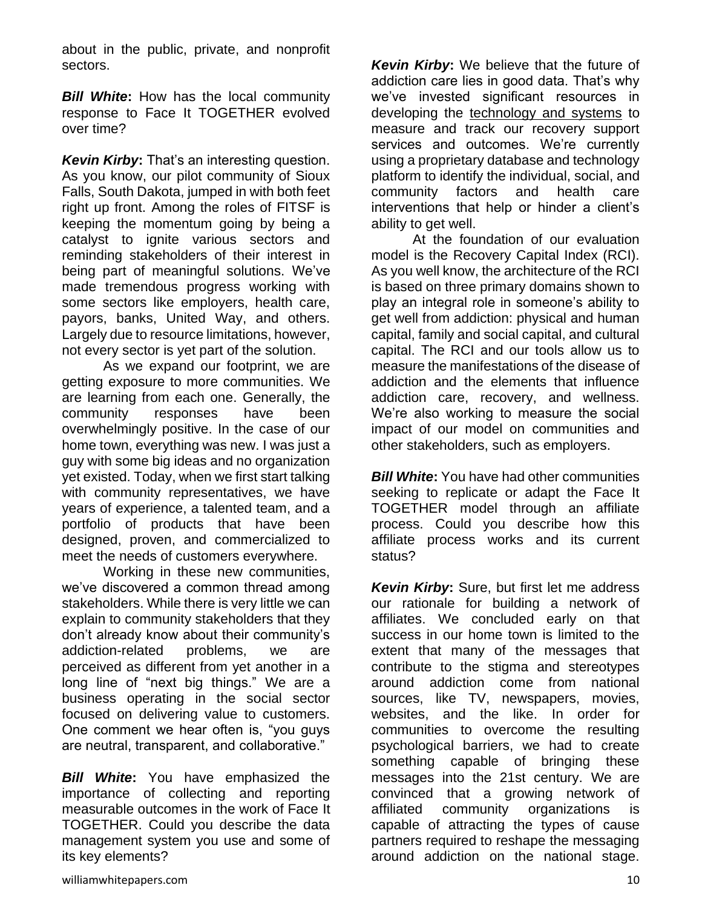about in the public, private, and nonprofit sectors.

***Bill White*:** How has the local community response to Face It TOGETHER evolved over time?

***Kevin Kirby*:** That's an interesting question. As you know, our pilot community of Sioux Falls, South Dakota, jumped in with both feet right up front. Among the roles of FITSF is keeping the momentum going by being a catalyst to ignite various sectors and reminding stakeholders of their interest in being part of meaningful solutions. We've made tremendous progress working with some sectors like employers, health care, payors, banks, United Way, and others. Largely due to resource limitations, however, not every sector is yet part of the solution.

As we expand our footprint, we are getting exposure to more communities. We are learning from each one. Generally, the community responses have been overwhelmingly positive. In the case of our home town, everything was new. I was just a guy with some big ideas and no organization yet existed. Today, when we first start talking with community representatives, we have years of experience, a talented team, and a portfolio of products that have been designed, proven, and commercialized to meet the needs of customers everywhere.

Working in these new communities, we've discovered a common thread among stakeholders. While there is very little we can explain to community stakeholders that they don't already know about their community's addiction-related problems, we are perceived as different from yet another in a long line of "next big things." We are a business operating in the social sector focused on delivering value to customers. One comment we hear often is, "you guys are neutral, transparent, and collaborative."

***Bill White*:** You have emphasized the importance of collecting and reporting measurable outcomes in the work of Face It TOGETHER. Could you describe the data management system you use and some of its key elements?

***Kevin Kirby*:** We believe that the future of addiction care lies in good data. That's why we've invested significant resources in developing the technology and systems to measure and track our recovery support services and outcomes. We're currently using a proprietary database and technology platform to identify the individual, social, and community factors and health care interventions that help or hinder a client's ability to get well.

At the foundation of our evaluation model is the Recovery Capital Index (RCI). As you well know, the architecture of the RCI is based on three primary domains shown to play an integral role in someone's ability to get well from addiction: physical and human capital, family and social capital, and cultural capital. The RCI and our tools allow us to measure the manifestations of the disease of addiction and the elements that influence addiction care, recovery, and wellness. We're also working to measure the social impact of our model on communities and other stakeholders, such as employers.

***Bill White*:** You have had other communities seeking to replicate or adapt the Face It TOGETHER model through an affiliate process. Could you describe how this affiliate process works and its current status?

***Kevin Kirby*:** Sure, but first let me address our rationale for building a network of affiliates. We concluded early on that success in our home town is limited to the extent that many of the messages that contribute to the stigma and stereotypes around addiction come from national sources, like TV, newspapers, movies, websites, and the like. In order for communities to overcome the resulting psychological barriers, we had to create something capable of bringing these messages into the 21st century. We are convinced that a growing network of affiliated community organizations is capable of attracting the types of cause partners required to reshape the messaging around addiction on the national stage.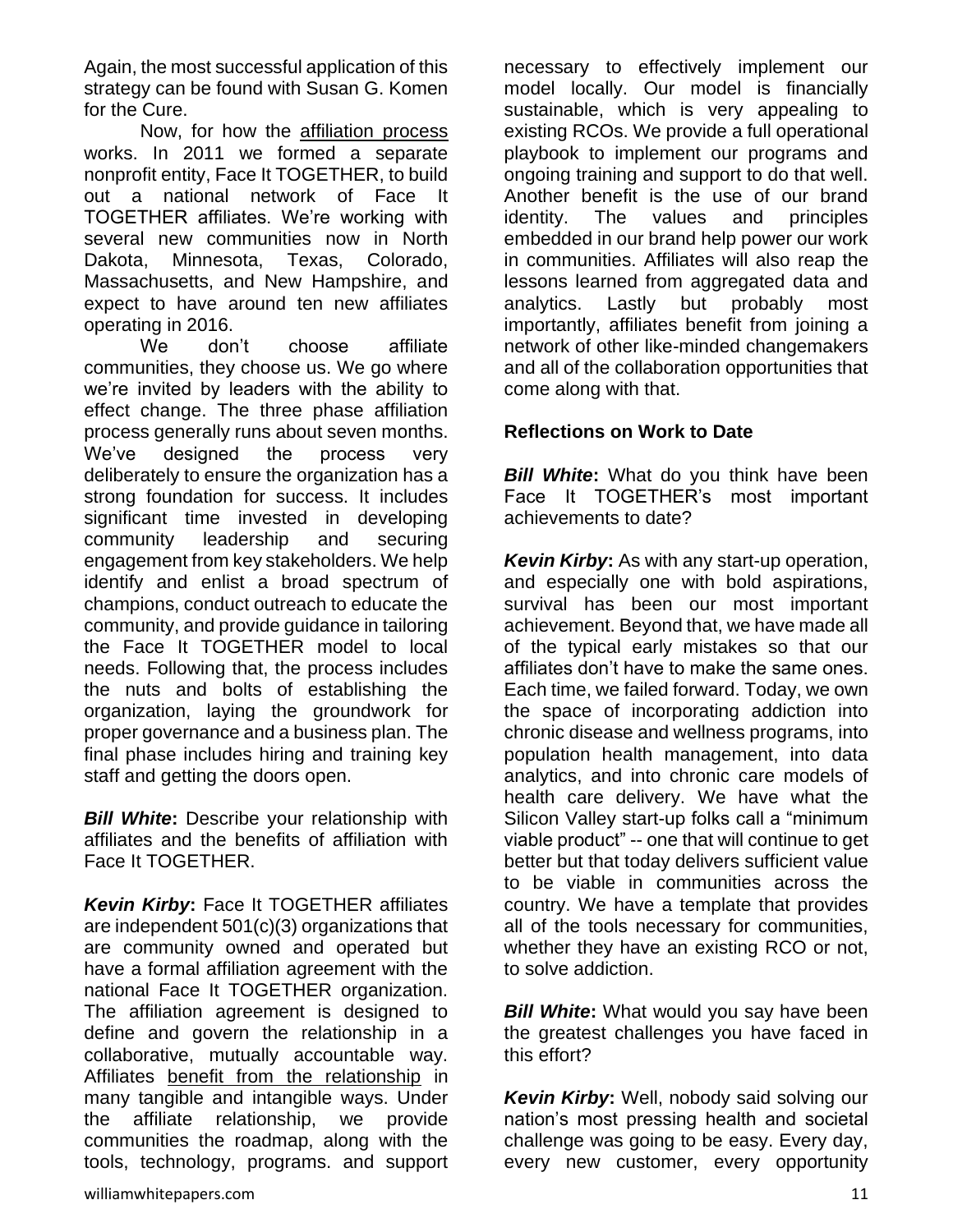Again, the most successful application of this strategy can be found with Susan G. Komen for the Cure.

Now, for how the affiliation process works. In 2011 we formed a separate nonprofit entity, Face It TOGETHER, to build out a national network of Face It TOGETHER affiliates. We're working with several new communities now in North Dakota, Minnesota, Texas, Colorado, Massachusetts, and New Hampshire, and expect to have around ten new affiliates operating in 2016.

We don't choose affiliate communities, they choose us. We go where we're invited by leaders with the ability to effect change. The three phase affiliation process generally runs about seven months. We've designed the process very deliberately to ensure the organization has a strong foundation for success. It includes significant time invested in developing community leadership and securing engagement from key stakeholders. We help identify and enlist a broad spectrum of champions, conduct outreach to educate the community, and provide guidance in tailoring the Face It TOGETHER model to local needs. Following that, the process includes the nuts and bolts of establishing the organization, laying the groundwork for proper governance and a business plan. The final phase includes hiring and training key staff and getting the doors open.

***Bill White*:** Describe your relationship with affiliates and the benefits of affiliation with Face It TOGETHER.

***Kevin Kirby*:** Face It TOGETHER affiliates are independent 501(c)(3) organizations that are community owned and operated but have a formal affiliation agreement with the national Face It TOGETHER organization. The affiliation agreement is designed to define and govern the relationship in a collaborative, mutually accountable way. Affiliates benefit from the relationship in many tangible and intangible ways. Under the affiliate relationship, we provide communities the roadmap, along with the tools, technology, programs. and support necessary to effectively implement our model locally. Our model is financially sustainable, which is very appealing to existing RCOs. We provide a full operational playbook to implement our programs and ongoing training and support to do that well. Another benefit is the use of our brand identity. The values and principles embedded in our brand help power our work in communities. Affiliates will also reap the lessons learned from aggregated data and analytics. Lastly but probably most importantly, affiliates benefit from joining a network of other like-minded changemakers and all of the collaboration opportunities that come along with that.

## Reflections on Work to Date

***Bill White*:** What do you think have been Face It TOGETHER's most important achievements to date?

***Kevin Kirby*:** As with any start-up operation, and especially one with bold aspirations, survival has been our most important achievement. Beyond that, we have made all of the typical early mistakes so that our affiliates don't have to make the same ones. Each time, we failed forward. Today, we own the space of incorporating addiction into chronic disease and wellness programs, into population health management, into data analytics, and into chronic care models of health care delivery. We have what the Silicon Valley start-up folks call a "minimum viable product" -- one that will continue to get better but that today delivers sufficient value to be viable in communities across the country. We have a template that provides all of the tools necessary for communities, whether they have an existing RCO or not, to solve addiction.

***Bill White*:** What would you say have been the greatest challenges you have faced in this effort?

***Kevin Kirby*:** Well, nobody said solving our nation's most pressing health and societal challenge was going to be easy. Every day, every new customer, every opportunity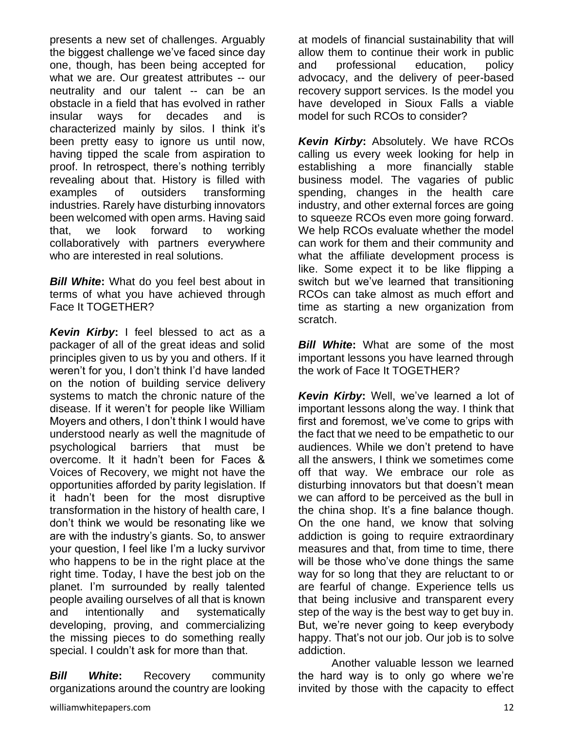presents a new set of challenges. Arguably the biggest challenge we've faced since day one, though, has been being accepted for what we are. Our greatest attributes -- our neutrality and our talent -- can be an obstacle in a field that has evolved in rather insular ways for decades and is characterized mainly by silos. I think it's been pretty easy to ignore us until now, having tipped the scale from aspiration to proof. In retrospect, there's nothing terribly revealing about that. History is filled with examples of outsiders transforming industries. Rarely have disturbing innovators been welcomed with open arms. Having said that, we look forward to working collaboratively with partners everywhere who are interested in real solutions.

***Bill White*:** What do you feel best about in terms of what you have achieved through Face It TOGETHER?

***Kevin Kirby*:** I feel blessed to act as a packager of all of the great ideas and solid principles given to us by you and others. If it weren't for you, I don't think I'd have landed on the notion of building service delivery systems to match the chronic nature of the disease. If it weren't for people like William Moyers and others, I don't think I would have understood nearly as well the magnitude of psychological barriers that must be overcome. It it hadn't been for Faces & Voices of Recovery, we might not have the opportunities afforded by parity legislation. If it hadn't been for the most disruptive transformation in the history of health care, I don't think we would be resonating like we are with the industry's giants. So, to answer your question, I feel like I'm a lucky survivor who happens to be in the right place at the right time. Today, I have the best job on the planet. I'm surrounded by really talented people availing ourselves of all that is known and intentionally and systematically developing, proving, and commercializing the missing pieces to do something really special. I couldn't ask for more than that.

***Bill White*:** Recovery community organizations around the country are looking at models of financial sustainability that will allow them to continue their work in public and professional education, policy advocacy, and the delivery of peer-based recovery support services. Is the model you have developed in Sioux Falls a viable model for such RCOs to consider?

***Kevin Kirby*:** Absolutely. We have RCOs calling us every week looking for help in establishing a more financially stable business model. The vagaries of public spending, changes in the health care industry, and other external forces are going to squeeze RCOs even more going forward. We help RCOs evaluate whether the model can work for them and their community and what the affiliate development process is like. Some expect it to be like flipping a switch but we've learned that transitioning RCOs can take almost as much effort and time as starting a new organization from scratch.

***Bill White*:** What are some of the most important lessons you have learned through the work of Face It TOGETHER?

***Kevin Kirby*:** Well, we've learned a lot of important lessons along the way. I think that first and foremost, we've come to grips with the fact that we need to be empathetic to our audiences. While we don't pretend to have all the answers, I think we sometimes come off that way. We embrace our role as disturbing innovators but that doesn't mean we can afford to be perceived as the bull in the china shop. It's a fine balance though. On the one hand, we know that solving addiction is going to require extraordinary measures and that, from time to time, there will be those who've done things the same way for so long that they are reluctant to or are fearful of change. Experience tells us that being inclusive and transparent every step of the way is the best way to get buy in. But, we're never going to keep everybody happy. That's not our job. Our job is to solve addiction.

Another valuable lesson we learned the hard way is to only go where we're invited by those with the capacity to effect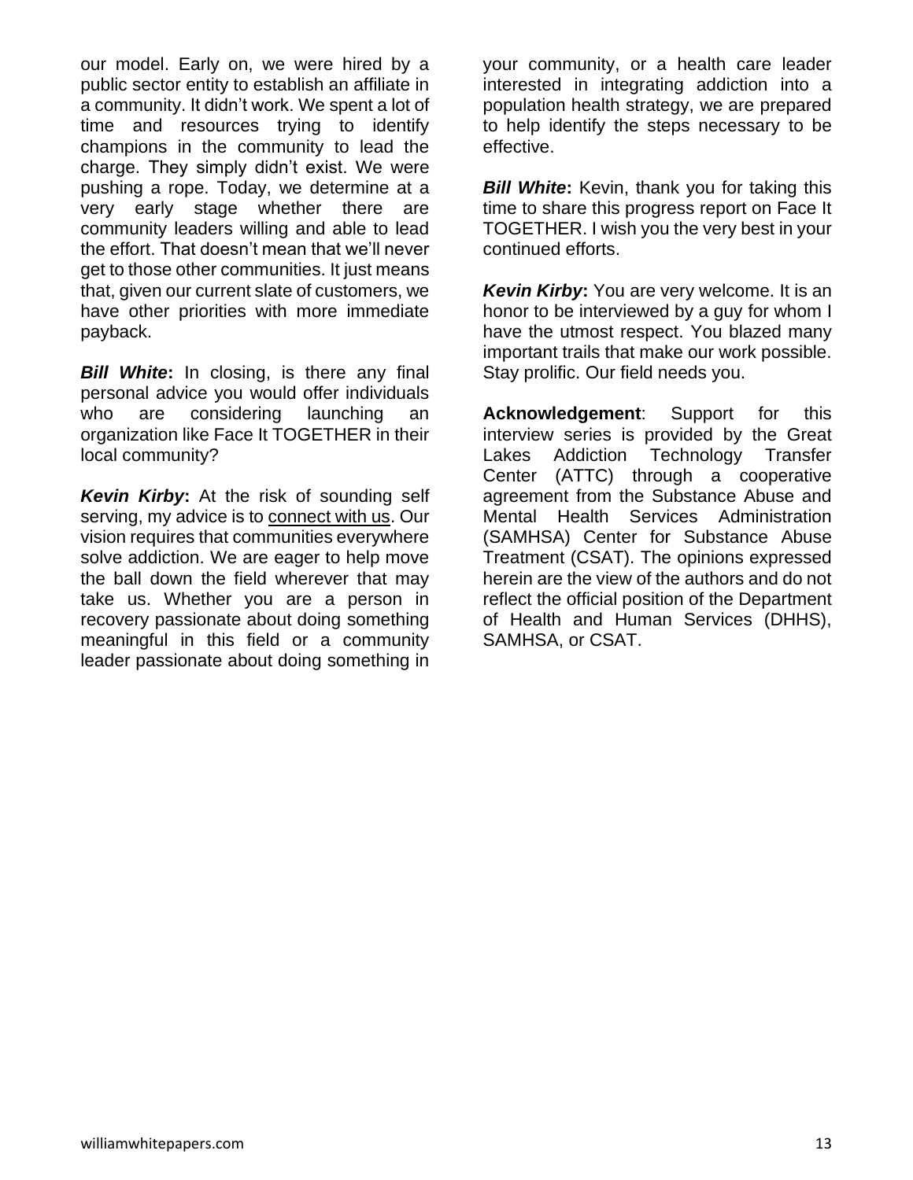our model. Early on, we were hired by a public sector entity to establish an affiliate in a community. It didn't work. We spent a lot of time and resources trying to identify champions in the community to lead the charge. They simply didn't exist. We were pushing a rope. Today, we determine at a very early stage whether there are community leaders willing and able to lead the effort. That doesn't mean that we'll never get to those other communities. It just means that, given our current slate of customers, we have other priorities with more immediate payback.

***Bill White*:** In closing, is there any final personal advice you would offer individuals who are considering launching an organization like Face It TOGETHER in their local community?

***Kevin Kirby*:** At the risk of sounding self serving, my advice is to connect with us. Our vision requires that communities everywhere solve addiction. We are eager to help move the ball down the field wherever that may take us. Whether you are a person in recovery passionate about doing something meaningful in this field or a community leader passionate about doing something in your community, or a health care leader interested in integrating addiction into a population health strategy, we are prepared to help identify the steps necessary to be effective.

***Bill White*:** Kevin, thank you for taking this time to share this progress report on Face It TOGETHER. I wish you the very best in your continued efforts.

***Kevin Kirby*:** You are very welcome. It is an honor to be interviewed by a guy for whom I have the utmost respect. You blazed many important trails that make our work possible. Stay prolific. Our field needs you.

**Acknowledgement**: Support for this interview series is provided by the Great Lakes Addiction Technology Transfer Center (ATTC) through a cooperative agreement from the Substance Abuse and Mental Health Services Administration (SAMHSA) Center for Substance Abuse Treatment (CSAT). The opinions expressed herein are the view of the authors and do not reflect the official position of the Department of Health and Human Services (DHHS), SAMHSA, or CSAT.